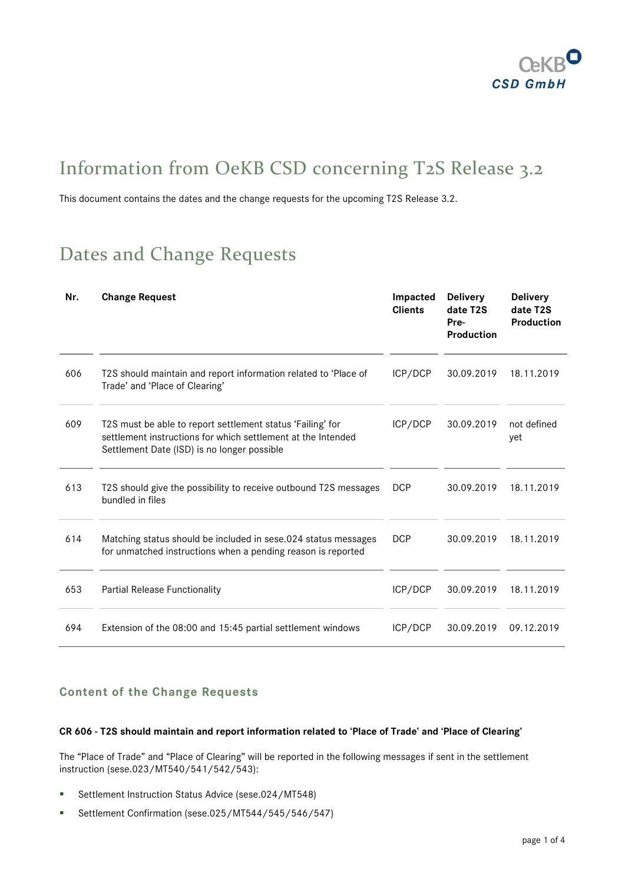# Information from OeKB CSD concerning T2S Release 3.2

This document contains the dates and the change requests for the upcoming T2S Release 3.2.

# Dates and Change Requests

| Nr. | Change Request | Impacted Clients | Delivery date T2S Pre-Production | Delivery date T2S Production |
|---|---|---|---|---|
| 606 | T2S should maintain and report information related to 'Place of Trade' and 'Place of Clearing' | ICP/DCP | 30.09.2019 | 18.11.2019 |
| 609 | T2S must be able to report settlement status 'Failing' for settlement instructions for which settlement at the Intended Settlement Date (ISD) is no longer possible | ICP/DCP | 30.09.2019 | not defined yet |
| 613 | T2S should give the possibility to receive outbound T2S messages bundled in files | DCP | 30.09.2019 | 18.11.2019 |
| 614 | Matching status should be included in sese.024 status messages for unmatched instructions when a pending reason is reported | DCP | 30.09.2019 | 18.11.2019 |
| 653 | Partial Release Functionality | ICP/DCP | 30.09.2019 | 18.11.2019 |
| 694 | Extension of the 08:00 and 15:45 partial settlement windows | ICP/DCP | 30.09.2019 | 09.12.2019 |

### Content of the Change Requests

#### CR 606 - T2S should maintain and report information related to 'Place of Trade' and 'Place of Clearing'

The "Place of Trade" and "Place of Clearing" will be reported in the following messages if sent in the settlement instruction (sese.023/MT540/541/542/543):

- Settlement Instruction Status Advice (sese.024/MT548)
- Settlement Confirmation (sese.025/MT544/545/546/547)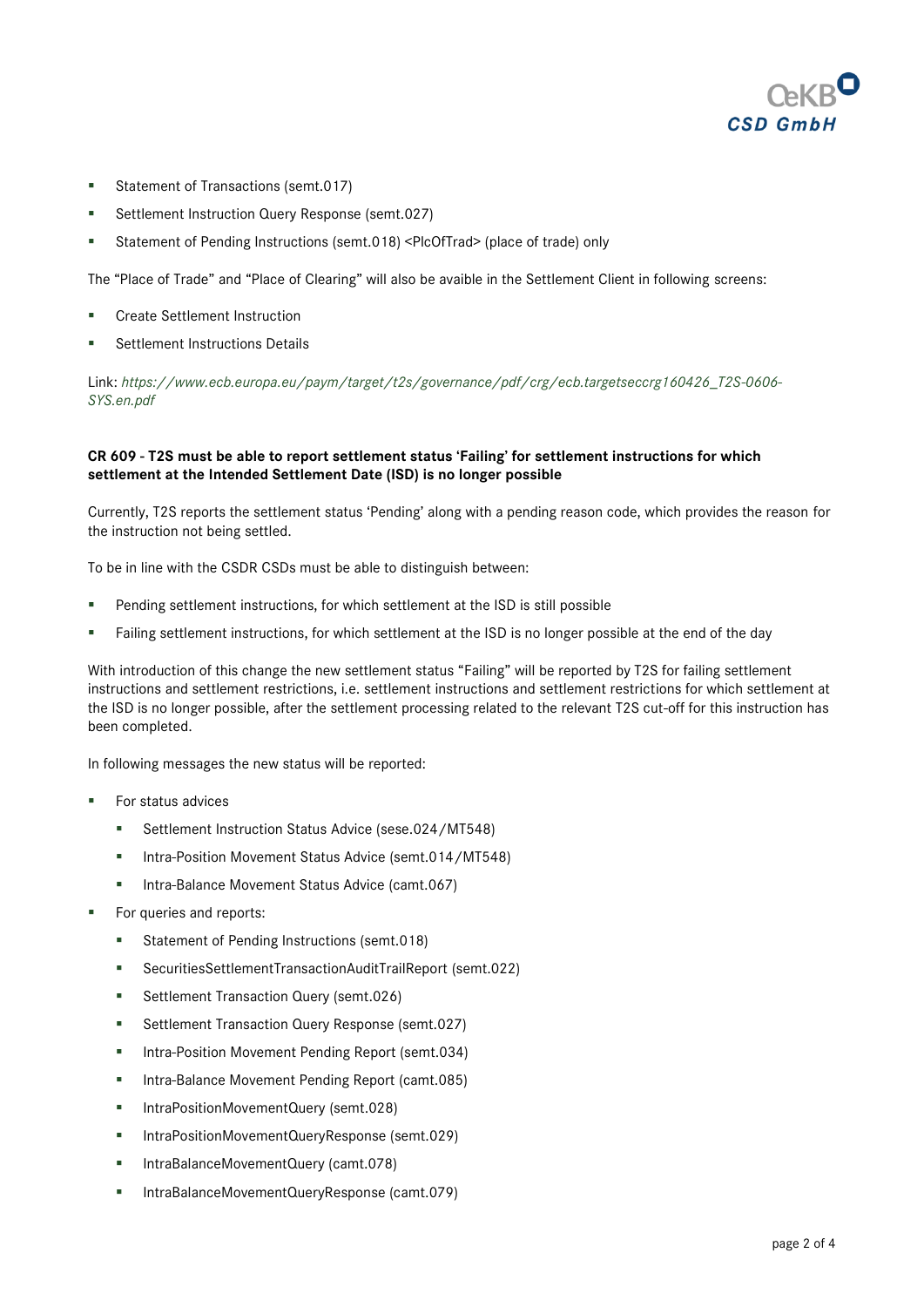- Statement of Transactions (semt.017)
- Settlement Instruction Query Response (semt.027)
- Statement of Pending Instructions (semt.018) <PlcOfTrad> (place of trade) only

The "Place of Trade" and "Place of Clearing" will also be avaible in the Settlement Client in following screens:

- Create Settlement Instruction
- Settlement Instructions Details

Link: *https://www.ecb.europa.eu/paym/target/t2s/governance/pdf/crg/ecb.targetseccrg160426_T2S-0606-SYS.en.pdf*

**CR 609 - T2S must be able to report settlement status 'Failing' for settlement instructions for which settlement at the Intended Settlement Date (ISD) is no longer possible**

Currently, T2S reports the settlement status 'Pending' along with a pending reason code, which provides the reason for the instruction not being settled.

To be in line with the CSDR CSDs must be able to distinguish between:

- Pending settlement instructions, for which settlement at the ISD is still possible
- Failing settlement instructions, for which settlement at the ISD is no longer possible at the end of the day

With introduction of this change the new settlement status "Failing" will be reported by T2S for failing settlement instructions and settlement restrictions, i.e. settlement instructions and settlement restrictions for which settlement at the ISD is no longer possible, after the settlement processing related to the relevant T2S cut-off for this instruction has been completed.

In following messages the new status will be reported:

- For status advices
  - Settlement Instruction Status Advice (sese.024/MT548)
  - Intra-Position Movement Status Advice (semt.014/MT548)
  - Intra-Balance Movement Status Advice (camt.067)
- For queries and reports:
  - Statement of Pending Instructions (semt.018)
  - SecuritiesSettlementTransactionAuditTrailReport (semt.022)
  - Settlement Transaction Query (semt.026)
  - Settlement Transaction Query Response (semt.027)
  - Intra-Position Movement Pending Report (semt.034)
  - Intra-Balance Movement Pending Report (camt.085)
  - IntraPositionMovementQuery (semt.028)
  - IntraPositionMovementQueryResponse (semt.029)
  - IntraBalanceMovementQuery (camt.078)
  - IntraBalanceMovementQueryResponse (camt.079)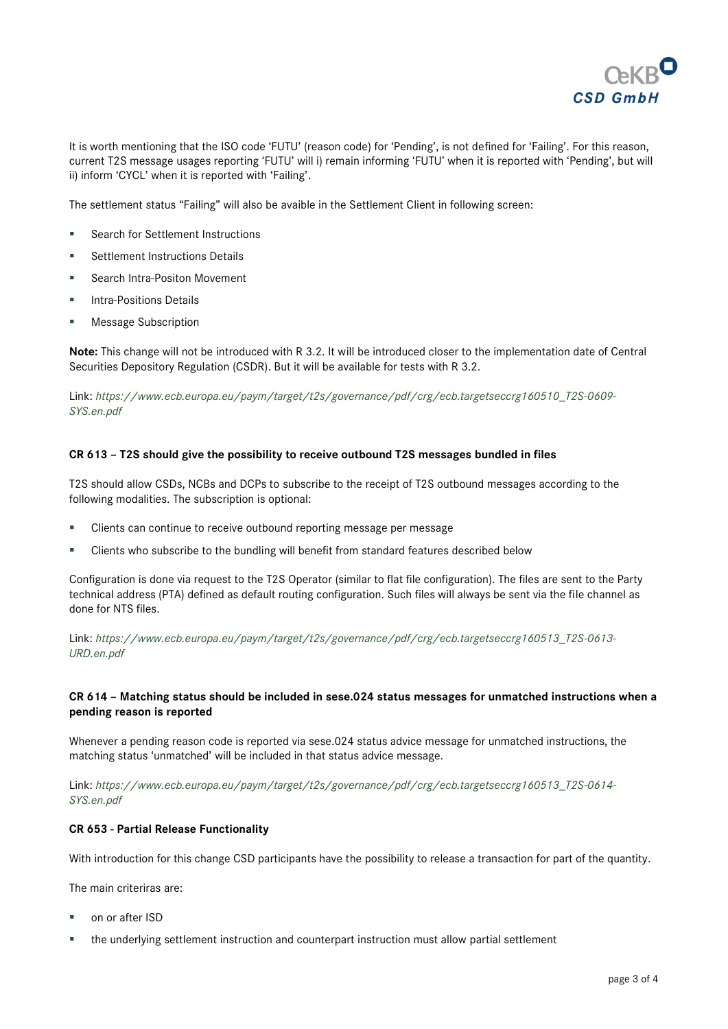It is worth mentioning that the ISO code 'FUTU' (reason code) for 'Pending', is not defined for 'Failing'. For this reason, current T2S message usages reporting 'FUTU' will i) remain informing 'FUTU' when it is reported with 'Pending', but will ii) inform 'CYCL' when it is reported with 'Failing'.

The settlement status "Failing" will also be avaible in the Settlement Client in following screen:

- Search for Settlement Instructions
- Settlement Instructions Details
- Search Intra-Positon Movement
- Intra-Positions Details
- Message Subscription

**Note:** This change will not be introduced with R 3.2. It will be introduced closer to the implementation date of Central Securities Depository Regulation (CSDR). But it will be available for tests with R 3.2.

Link: *https://www.ecb.europa.eu/paym/target/t2s/governance/pdf/crg/ecb.targetseccrg160510_T2S-0609-SYS.en.pdf*

#### CR 613 – T2S should give the possibility to receive outbound T2S messages bundled in files

T2S should allow CSDs, NCBs and DCPs to subscribe to the receipt of T2S outbound messages according to the following modalities. The subscription is optional:

- Clients can continue to receive outbound reporting message per message
- Clients who subscribe to the bundling will benefit from standard features described below

Configuration is done via request to the T2S Operator (similar to flat file configuration). The files are sent to the Party technical address (PTA) defined as default routing configuration. Such files will always be sent via the file channel as done for NTS files.

Link: *https://www.ecb.europa.eu/paym/target/t2s/governance/pdf/crg/ecb.targetseccrg160513_T2S-0613-URD.en.pdf*

#### CR 614 – Matching status should be included in sese.024 status messages for unmatched instructions when a pending reason is reported

Whenever a pending reason code is reported via sese.024 status advice message for unmatched instructions, the matching status 'unmatched' will be included in that status advice message.

Link: *https://www.ecb.europa.eu/paym/target/t2s/governance/pdf/crg/ecb.targetseccrg160513_T2S-0614-SYS.en.pdf*

#### CR 653 - Partial Release Functionality

With introduction for this change CSD participants have the possibility to release a transaction for part of the quantity.

The main criteriras are:

- on or after ISD
- the underlying settlement instruction and counterpart instruction must allow partial settlement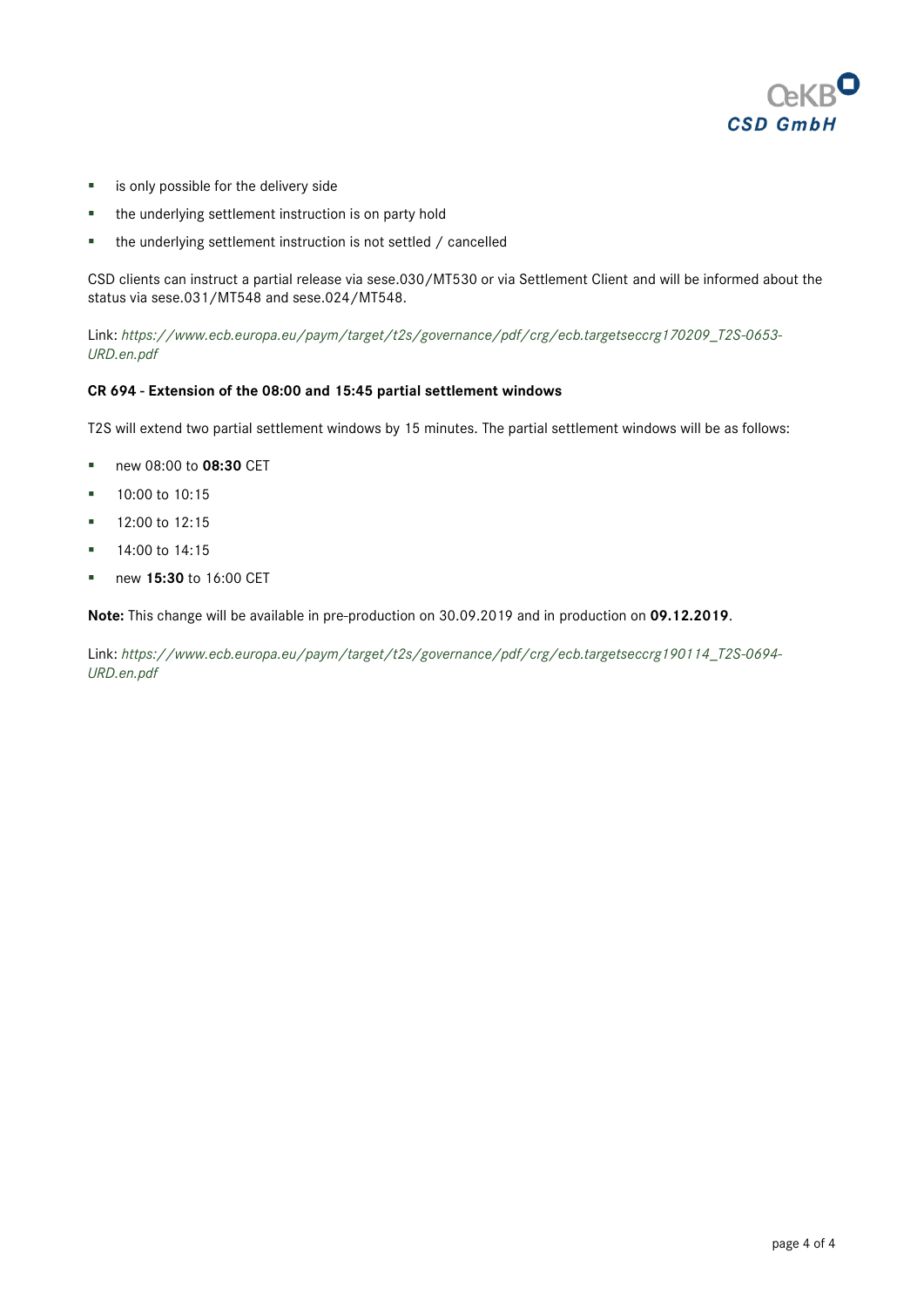- is only possible for the delivery side
- the underlying settlement instruction is on party hold
- the underlying settlement instruction is not settled / cancelled

CSD clients can instruct a partial release via sese.030/MT530 or via Settlement Client and will be informed about the status via sese.031/MT548 and sese.024/MT548.

Link: *https://www.ecb.europa.eu/paym/target/t2s/governance/pdf/crg/ecb.targetseccrg170209_T2S-0653-URD.en.pdf*

**CR 694 - Extension of the 08:00 and 15:45 partial settlement windows**

T2S will extend two partial settlement windows by 15 minutes. The partial settlement windows will be as follows:

- new 08:00 to **08:30** CET
- 10:00 to 10:15
- 12:00 to 12:15
- 14:00 to 14:15
- new **15:30** to 16:00 CET

**Note:** This change will be available in pre-production on 30.09.2019 and in production on **09.12.2019**.

Link: *https://www.ecb.europa.eu/paym/target/t2s/governance/pdf/crg/ecb.targetseccrg190114_T2S-0694-URD.en.pdf*